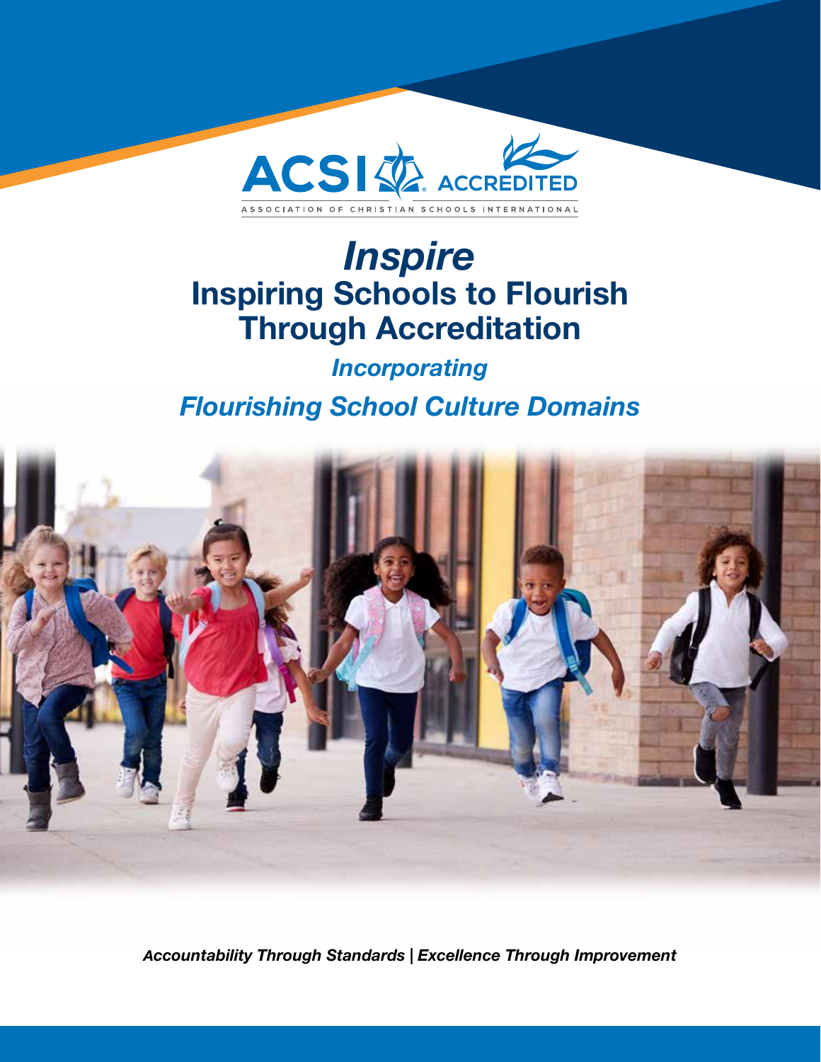ACSI ACCREDITED

ASSOCIATION OF CHRISTIAN SCHOOLS INTERNATIONAL

# *Inspire*

# Inspiring Schools to Flourish Through Accreditation

## *Incorporating*

## *Flourishing School Culture Domains*

***Accountability Through Standards | Excellence Through Improvement***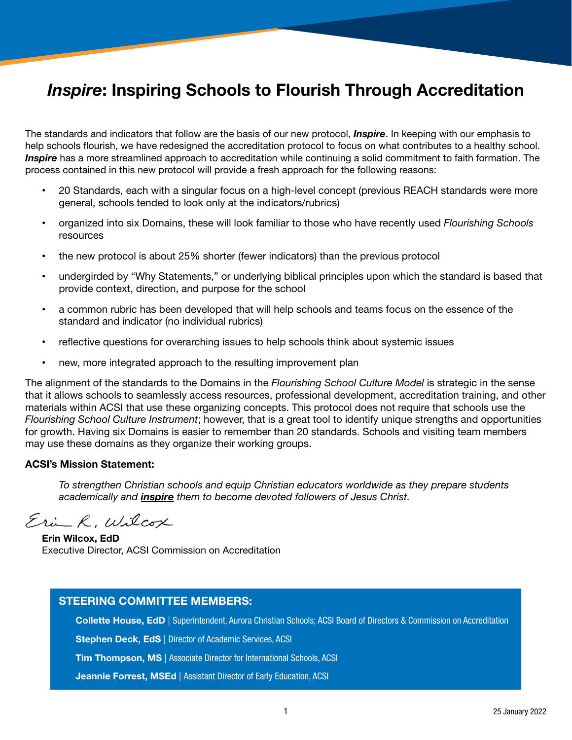# *Inspire*: Inspiring Schools to Flourish Through Accreditation

The standards and indicators that follow are the basis of our new protocol, ***Inspire***. In keeping with our emphasis to help schools flourish, we have redesigned the accreditation protocol to focus on what contributes to a healthy school. ***Inspire*** has a more streamlined approach to accreditation while continuing a solid commitment to faith formation. The process contained in this new protocol will provide a fresh approach for the following reasons:

- 20 Standards, each with a singular focus on a high-level concept (previous REACH standards were more general, schools tended to look only at the indicators/rubrics)
- organized into six Domains, these will look familiar to those who have recently used *Flourishing Schools* resources
- the new protocol is about 25% shorter (fewer indicators) than the previous protocol
- undergirded by "Why Statements," or underlying biblical principles upon which the standard is based that provide context, direction, and purpose for the school
- a common rubric has been developed that will help schools and teams focus on the essence of the standard and indicator (no individual rubrics)
- reflective questions for overarching issues to help schools think about systemic issues
- new, more integrated approach to the resulting improvement plan

The alignment of the standards to the Domains in the *Flourishing School Culture Model* is strategic in the sense that it allows schools to seamlessly access resources, professional development, accreditation training, and other materials within ACSI that use these organizing concepts. This protocol does not require that schools use the *Flourishing School Culture Instrument*; however, that is a great tool to identify unique strengths and opportunities for growth. Having six Domains is easier to remember than 20 standards. Schools and visiting team members may use these domains as they organize their working groups.

**ACSI's Mission Statement:**

> *To strengthen Christian schools and equip Christian educators worldwide as they prepare students academically and **inspire** them to become devoted followers of Jesus Christ.*

Erin R. Wilcox

**Erin Wilcox, EdD**
Executive Director, ACSI Commission on Accreditation

**STEERING COMMITTEE MEMBERS:**

- **Collette House, EdD** | Superintendent, Aurora Christian Schools; ACSI Board of Directors & Commission on Accreditation
- **Stephen Deck, EdS** | Director of Academic Services, ACSI
- **Tim Thompson, MS** | Associate Director for International Schools, ACSI
- **Jeannie Forrest, MSEd** | Assistant Director of Early Education, ACSI

25 January 2022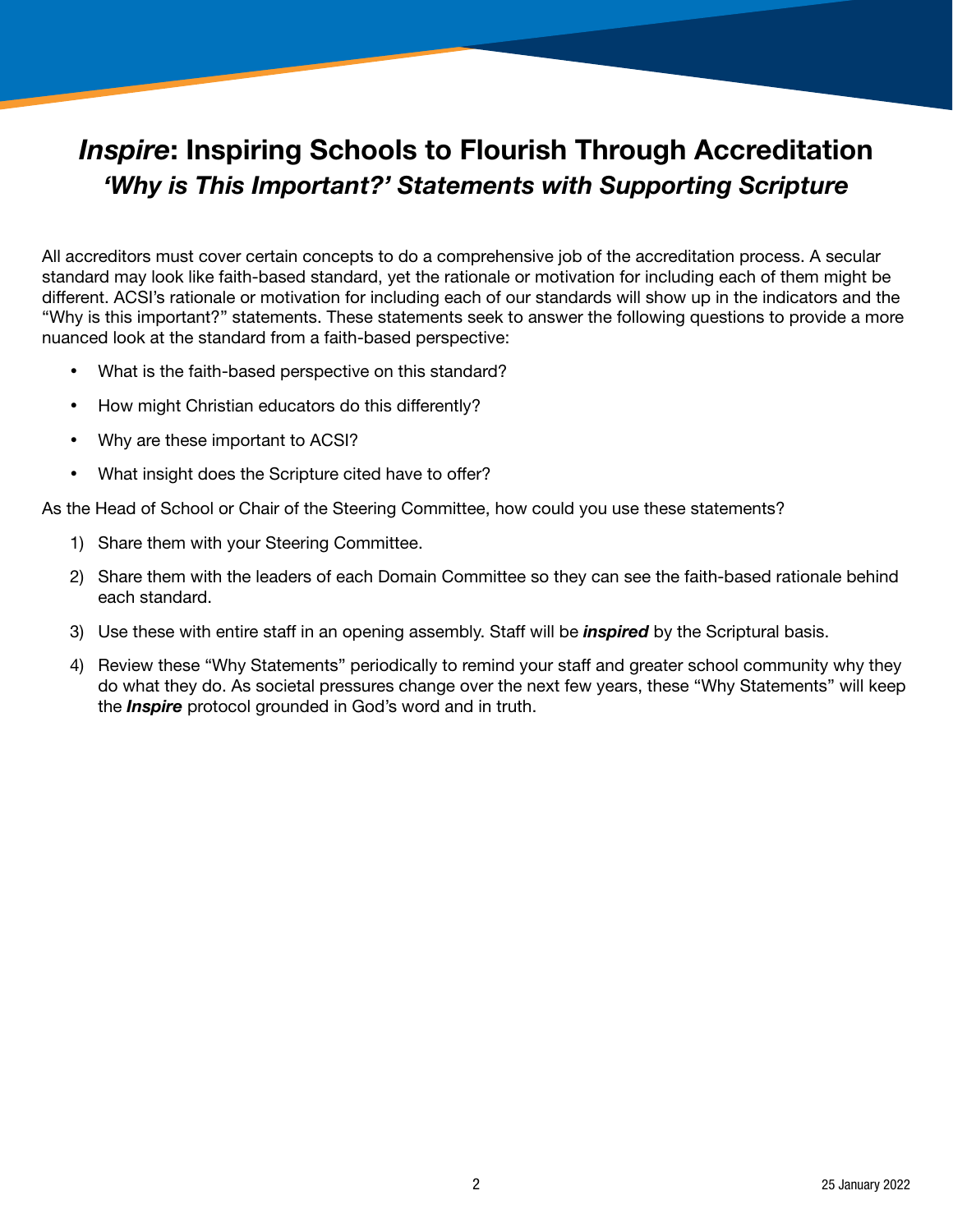# *Inspire*: Inspiring Schools to Flourish Through Accreditation

## *'Why is This Important?' Statements with Supporting Scripture*

All accreditors must cover certain concepts to do a comprehensive job of the accreditation process. A secular standard may look like faith-based standard, yet the rationale or motivation for including each of them might be different. ACSI's rationale or motivation for including each of our standards will show up in the indicators and the "Why is this important?" statements. These statements seek to answer the following questions to provide a more nuanced look at the standard from a faith-based perspective:

- What is the faith-based perspective on this standard?
- How might Christian educators do this differently?
- Why are these important to ACSI?
- What insight does the Scripture cited have to offer?

As the Head of School or Chair of the Steering Committee, how could you use these statements?

1) Share them with your Steering Committee.
2) Share them with the leaders of each Domain Committee so they can see the faith-based rationale behind each standard.
3) Use these with entire staff in an opening assembly. Staff will be ***inspired*** by the Scriptural basis.
4) Review these "Why Statements" periodically to remind your staff and greater school community why they do what they do. As societal pressures change over the next few years, these "Why Statements" will keep the ***Inspire*** protocol grounded in God's word and in truth.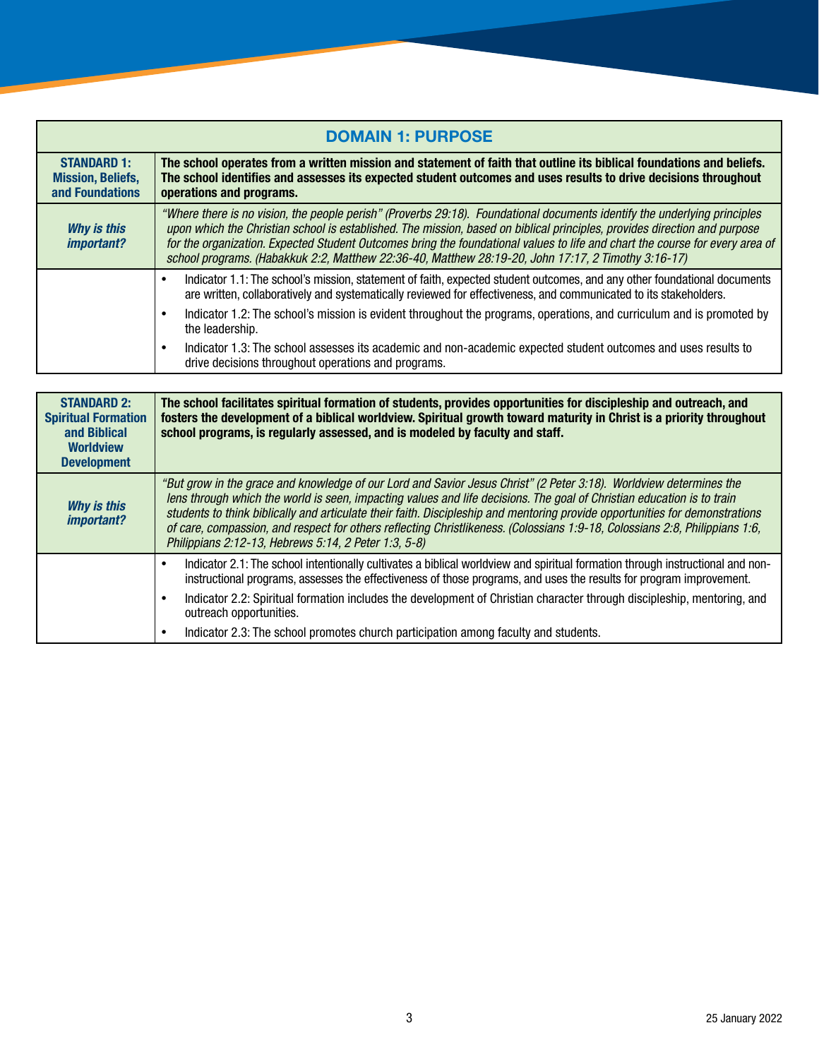## DOMAIN 1: PURPOSE

| **STANDARD 1: Mission, Beliefs, and Foundations** | **The school operates from a written mission and statement of faith that outline its biblical foundations and beliefs. The school identifies and assesses its expected student outcomes and uses results to drive decisions throughout operations and programs.** |
|---|---|
| ***Why is this important?*** | *"Where there is no vision, the people perish" (Proverbs 29:18). Foundational documents identify the underlying principles upon which the Christian school is established. The mission, based on biblical principles, provides direction and purpose for the organization. Expected Student Outcomes bring the foundational values to life and chart the course for every area of school programs. (Habakkuk 2:2, Matthew 22:36-40, Matthew 28:19-20, John 17:17, 2 Timothy 3:16-17)* |
| | • Indicator 1.1: The school's mission, statement of faith, expected student outcomes, and any other foundational documents are written, collaboratively and systematically reviewed for effectiveness, and communicated to its stakeholders.<br>• Indicator 1.2: The school's mission is evident throughout the programs, operations, and curriculum and is promoted by the leadership.<br>• Indicator 1.3: The school assesses its academic and non-academic expected student outcomes and uses results to drive decisions throughout operations and programs. |

| **STANDARD 2: Spiritual Formation and Biblical Worldview Development** | **The school facilitates spiritual formation of students, provides opportunities for discipleship and outreach, and fosters the development of a biblical worldview. Spiritual growth toward maturity in Christ is a priority throughout school programs, is regularly assessed, and is modeled by faculty and staff.** |
|---|---|
| ***Why is this important?*** | *"But grow in the grace and knowledge of our Lord and Savior Jesus Christ" (2 Peter 3:18). Worldview determines the lens through which the world is seen, impacting values and life decisions. The goal of Christian education is to train students to think biblically and articulate their faith. Discipleship and mentoring provide opportunities for demonstrations of care, compassion, and respect for others reflecting Christlikeness. (Colossians 1:9-18, Colossians 2:8, Philippians 1:6, Philippians 2:12-13, Hebrews 5:14, 2 Peter 1:3, 5-8)* |
| | • Indicator 2.1: The school intentionally cultivates a biblical worldview and spiritual formation through instructional and non-instructional programs, assesses the effectiveness of those programs, and uses the results for program improvement.<br>• Indicator 2.2: Spiritual formation includes the development of Christian character through discipleship, mentoring, and outreach opportunities.<br>• Indicator 2.3: The school promotes church participation among faculty and students. |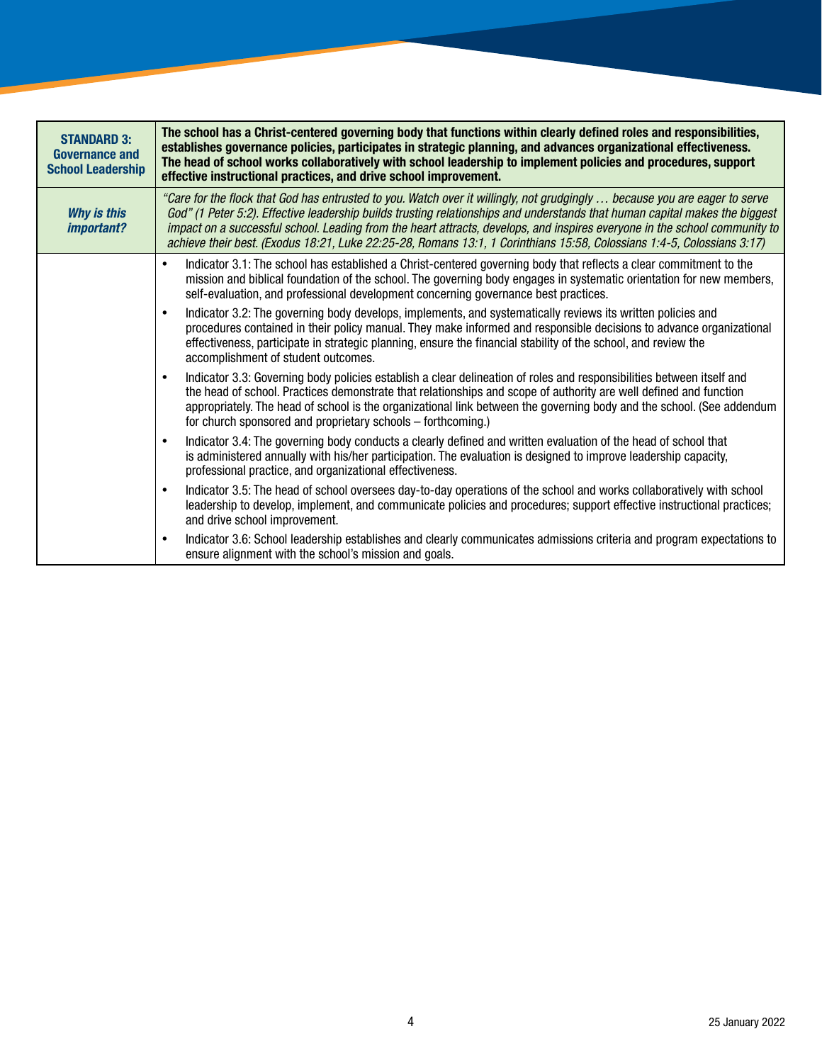| **STANDARD 3: Governance and School Leadership** | **The school has a Christ-centered governing body that functions within clearly defined roles and responsibilities, establishes governance policies, participates in strategic planning, and advances organizational effectiveness. The head of school works collaboratively with school leadership to implement policies and procedures, support effective instructional practices, and drive school improvement.** |
|---|---|
| ***Why is this important?*** | *"Care for the flock that God has entrusted to you. Watch over it willingly, not grudgingly … because you are eager to serve God" (1 Peter 5:2). Effective leadership builds trusting relationships and understands that human capital makes the biggest impact on a successful school. Leading from the heart attracts, develops, and inspires everyone in the school community to achieve their best. (Exodus 18:21, Luke 22:25-28, Romans 13:1, 1 Corinthians 15:58, Colossians 1:4-5, Colossians 3:17)* |
| | • Indicator 3.1: The school has established a Christ-centered governing body that reflects a clear commitment to the mission and biblical foundation of the school. The governing body engages in systematic orientation for new members, self-evaluation, and professional development concerning governance best practices.<br>• Indicator 3.2: The governing body develops, implements, and systematically reviews its written policies and procedures contained in their policy manual. They make informed and responsible decisions to advance organizational effectiveness, participate in strategic planning, ensure the financial stability of the school, and review the accomplishment of student outcomes.<br>• Indicator 3.3: Governing body policies establish a clear delineation of roles and responsibilities between itself and the head of school. Practices demonstrate that relationships and scope of authority are well defined and function appropriately. The head of school is the organizational link between the governing body and the school. (See addendum for church sponsored and proprietary schools – forthcoming.)<br>• Indicator 3.4: The governing body conducts a clearly defined and written evaluation of the head of school that is administered annually with his/her participation. The evaluation is designed to improve leadership capacity, professional practice, and organizational effectiveness.<br>• Indicator 3.5: The head of school oversees day-to-day operations of the school and works collaboratively with school leadership to develop, implement, and communicate policies and procedures; support effective instructional practices; and drive school improvement.<br>• Indicator 3.6: School leadership establishes and clearly communicates admissions criteria and program expectations to ensure alignment with the school's mission and goals. |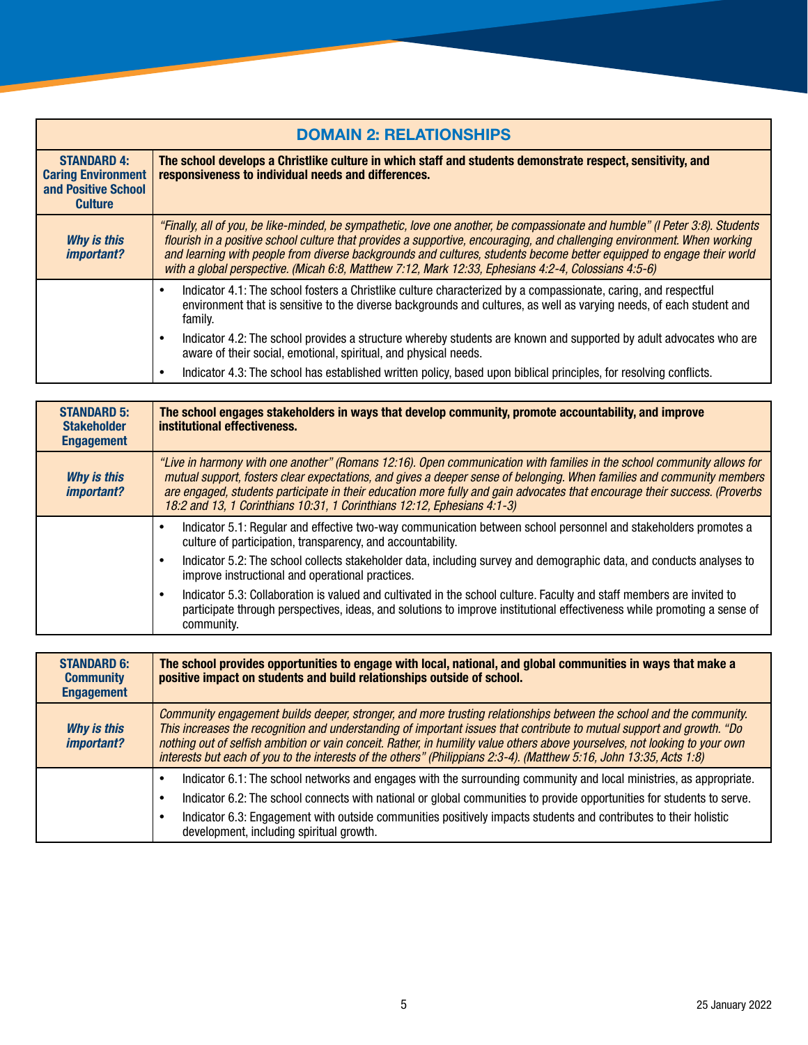## DOMAIN 2: RELATIONSHIPS

| **STANDARD 4: Caring Environment and Positive School Culture** | **The school develops a Christlike culture in which staff and students demonstrate respect, sensitivity, and responsiveness to individual needs and differences.** |
|---|---|
| ***Why is this important?*** | *"Finally, all of you, be like-minded, be sympathetic, love one another, be compassionate and humble" (I Peter 3:8). Students flourish in a positive school culture that provides a supportive, encouraging, and challenging environment. When working and learning with people from diverse backgrounds and cultures, students become better equipped to engage their world with a global perspective. (Micah 6:8, Matthew 7:12, Mark 12:33, Ephesians 4:2-4, Colossians 4:5-6)* |
| | • Indicator 4.1: The school fosters a Christlike culture characterized by a compassionate, caring, and respectful environment that is sensitive to the diverse backgrounds and cultures, as well as varying needs, of each student and family.<br>• Indicator 4.2: The school provides a structure whereby students are known and supported by adult advocates who are aware of their social, emotional, spiritual, and physical needs.<br>• Indicator 4.3: The school has established written policy, based upon biblical principles, for resolving conflicts. |

| **STANDARD 5: Stakeholder Engagement** | **The school engages stakeholders in ways that develop community, promote accountability, and improve institutional effectiveness.** |
|---|---|
| ***Why is this important?*** | *"Live in harmony with one another" (Romans 12:16). Open communication with families in the school community allows for mutual support, fosters clear expectations, and gives a deeper sense of belonging. When families and community members are engaged, students participate in their education more fully and gain advocates that encourage their success. (Proverbs 18:2 and 13, 1 Corinthians 10:31, 1 Corinthians 12:12, Ephesians 4:1-3)* |
| | • Indicator 5.1: Regular and effective two-way communication between school personnel and stakeholders promotes a culture of participation, transparency, and accountability.<br>• Indicator 5.2: The school collects stakeholder data, including survey and demographic data, and conducts analyses to improve instructional and operational practices.<br>• Indicator 5.3: Collaboration is valued and cultivated in the school culture. Faculty and staff members are invited to participate through perspectives, ideas, and solutions to improve institutional effectiveness while promoting a sense of community. |

| **STANDARD 6: Community Engagement** | **The school provides opportunities to engage with local, national, and global communities in ways that make a positive impact on students and build relationships outside of school.** |
|---|---|
| ***Why is this important?*** | *Community engagement builds deeper, stronger, and more trusting relationships between the school and the community. This increases the recognition and understanding of important issues that contribute to mutual support and growth. "Do nothing out of selfish ambition or vain conceit. Rather, in humility value others above yourselves, not looking to your own interests but each of you to the interests of the others" (Philippians 2:3-4). (Matthew 5:16, John 13:35, Acts 1:8)* |
| | • Indicator 6.1: The school networks and engages with the surrounding community and local ministries, as appropriate.<br>• Indicator 6.2: The school connects with national or global communities to provide opportunities for students to serve.<br>• Indicator 6.3: Engagement with outside communities positively impacts students and contributes to their holistic development, including spiritual growth. |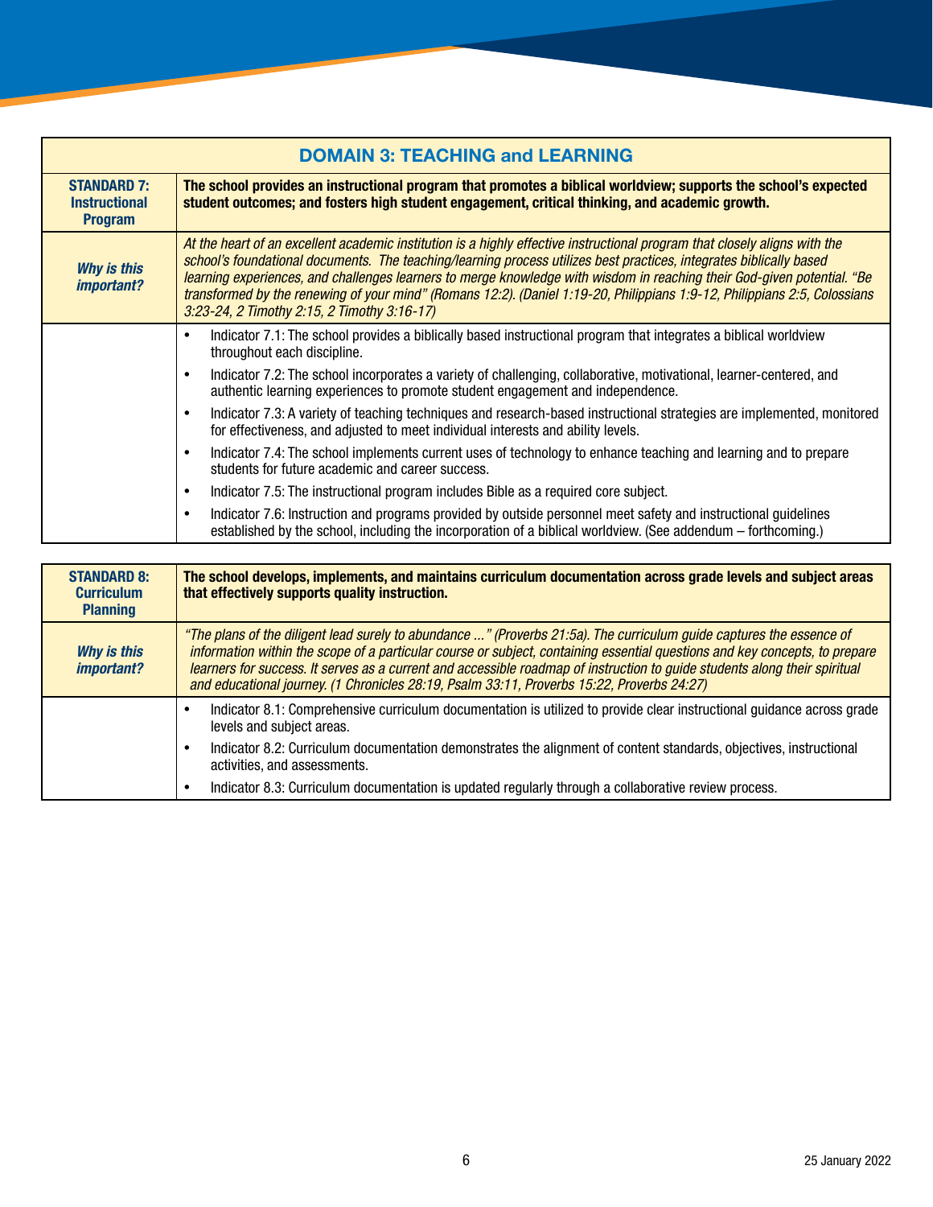## DOMAIN 3: TEACHING and LEARNING

| **STANDARD 7: Instructional Program** | **The school provides an instructional program that promotes a biblical worldview; supports the school's expected student outcomes; and fosters high student engagement, critical thinking, and academic growth.** |
|---|---|
| ***Why is this important?*** | *At the heart of an excellent academic institution is a highly effective instructional program that closely aligns with the school's foundational documents. The teaching/learning process utilizes best practices, integrates biblically based learning experiences, and challenges learners to merge knowledge with wisdom in reaching their God-given potential. "Be transformed by the renewing of your mind" (Romans 12:2). (Daniel 1:19-20, Philippians 1:9-12, Philippians 2:5, Colossians 3:23-24, 2 Timothy 2:15, 2 Timothy 3:16-17)* |
| | • Indicator 7.1: The school provides a biblically based instructional program that integrates a biblical worldview throughout each discipline.<br>• Indicator 7.2: The school incorporates a variety of challenging, collaborative, motivational, learner-centered, and authentic learning experiences to promote student engagement and independence.<br>• Indicator 7.3: A variety of teaching techniques and research-based instructional strategies are implemented, monitored for effectiveness, and adjusted to meet individual interests and ability levels.<br>• Indicator 7.4: The school implements current uses of technology to enhance teaching and learning and to prepare students for future academic and career success.<br>• Indicator 7.5: The instructional program includes Bible as a required core subject.<br>• Indicator 7.6: Instruction and programs provided by outside personnel meet safety and instructional guidelines established by the school, including the incorporation of a biblical worldview. (See addendum – forthcoming.) |

| **STANDARD 8: Curriculum Planning** | **The school develops, implements, and maintains curriculum documentation across grade levels and subject areas that effectively supports quality instruction.** |
|---|---|
| ***Why is this important?*** | *"The plans of the diligent lead surely to abundance ..." (Proverbs 21:5a). The curriculum guide captures the essence of information within the scope of a particular course or subject, containing essential questions and key concepts, to prepare learners for success. It serves as a current and accessible roadmap of instruction to guide students along their spiritual and educational journey. (1 Chronicles 28:19, Psalm 33:11, Proverbs 15:22, Proverbs 24:27)* |
| | • Indicator 8.1: Comprehensive curriculum documentation is utilized to provide clear instructional guidance across grade levels and subject areas.<br>• Indicator 8.2: Curriculum documentation demonstrates the alignment of content standards, objectives, instructional activities, and assessments.<br>• Indicator 8.3: Curriculum documentation is updated regularly through a collaborative review process. |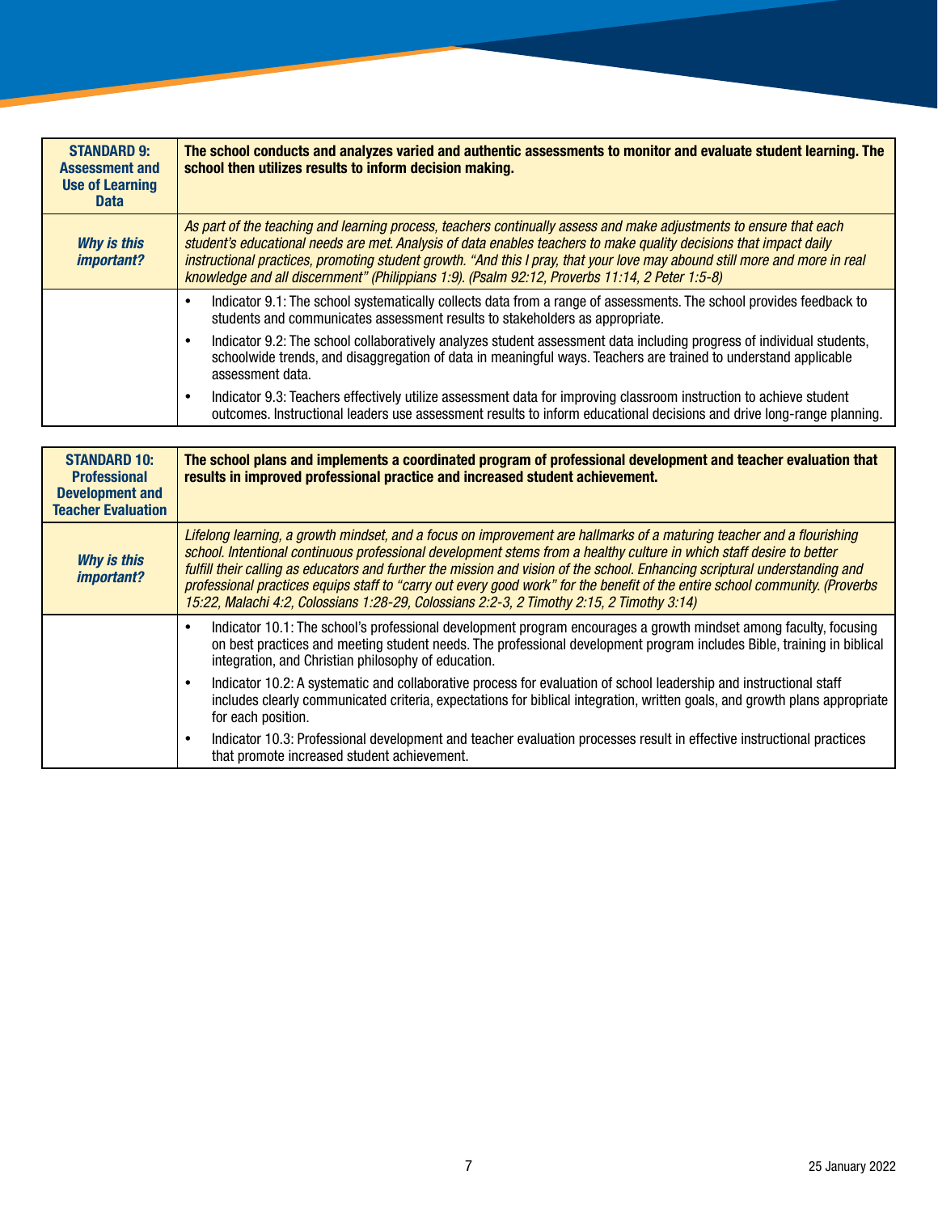| **STANDARD 9: Assessment and Use of Learning Data** | **The school conducts and analyzes varied and authentic assessments to monitor and evaluate student learning. The school then utilizes results to inform decision making.** |
|---|---|
| ***Why is this important?*** | *As part of the teaching and learning process, teachers continually assess and make adjustments to ensure that each student's educational needs are met. Analysis of data enables teachers to make quality decisions that impact daily instructional practices, promoting student growth. "And this I pray, that your love may abound still more and more in real knowledge and all discernment" (Philippians 1:9). (Psalm 92:12, Proverbs 11:14, 2 Peter 1:5-8)* |
| | • Indicator 9.1: The school systematically collects data from a range of assessments. The school provides feedback to students and communicates assessment results to stakeholders as appropriate.<br>• Indicator 9.2: The school collaboratively analyzes student assessment data including progress of individual students, schoolwide trends, and disaggregation of data in meaningful ways. Teachers are trained to understand applicable assessment data.<br>• Indicator 9.3: Teachers effectively utilize assessment data for improving classroom instruction to achieve student outcomes. Instructional leaders use assessment results to inform educational decisions and drive long-range planning. |

| **STANDARD 10: Professional Development and Teacher Evaluation** | **The school plans and implements a coordinated program of professional development and teacher evaluation that results in improved professional practice and increased student achievement.** |
|---|---|
| ***Why is this important?*** | *Lifelong learning, a growth mindset, and a focus on improvement are hallmarks of a maturing teacher and a flourishing school. Intentional continuous professional development stems from a healthy culture in which staff desire to better fulfill their calling as educators and further the mission and vision of the school. Enhancing scriptural understanding and professional practices equips staff to "carry out every good work" for the benefit of the entire school community. (Proverbs 15:22, Malachi 4:2, Colossians 1:28-29, Colossians 2:2-3, 2 Timothy 2:15, 2 Timothy 3:14)* |
| | • Indicator 10.1: The school's professional development program encourages a growth mindset among faculty, focusing on best practices and meeting student needs. The professional development program includes Bible, training in biblical integration, and Christian philosophy of education.<br>• Indicator 10.2: A systematic and collaborative process for evaluation of school leadership and instructional staff includes clearly communicated criteria, expectations for biblical integration, written goals, and growth plans appropriate for each position.<br>• Indicator 10.3: Professional development and teacher evaluation processes result in effective instructional practices that promote increased student achievement. |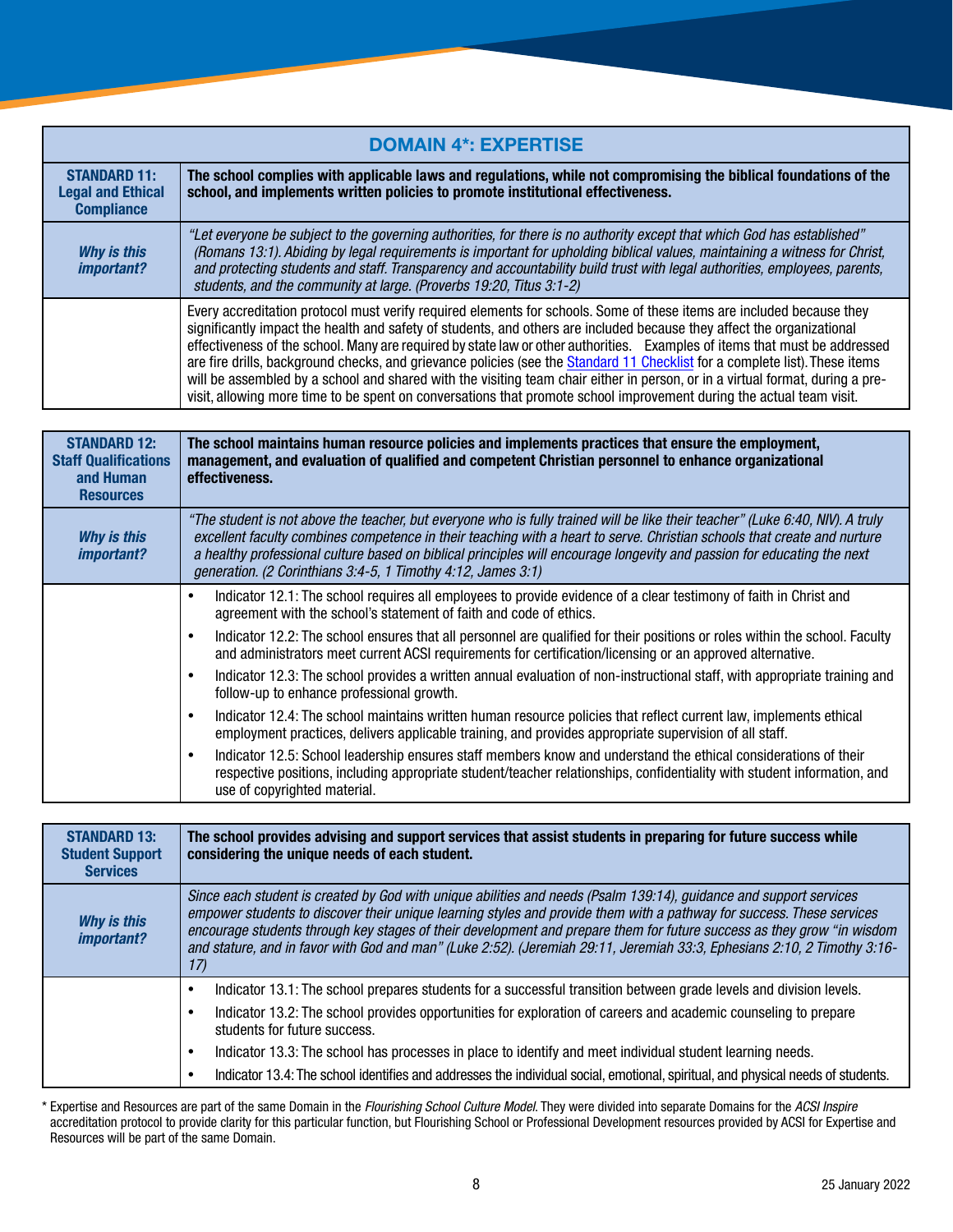| DOMAIN 4*: EXPERTISE | |
|---|---|
| **STANDARD 11: Legal and Ethical Compliance** | **The school complies with applicable laws and regulations, while not compromising the biblical foundations of the school, and implements written policies to promote institutional effectiveness.** |
| ***Why is this important?*** | *"Let everyone be subject to the governing authorities, for there is no authority except that which God has established" (Romans 13:1). Abiding by legal requirements is important for upholding biblical values, maintaining a witness for Christ, and protecting students and staff. Transparency and accountability build trust with legal authorities, employees, parents, students, and the community at large. (Proverbs 19:20, Titus 3:1-2)* |
| | Every accreditation protocol must verify required elements for schools. Some of these items are included because they significantly impact the health and safety of students, and others are included because they affect the organizational effectiveness of the school. Many are required by state law or other authorities. Examples of items that must be addressed are fire drills, background checks, and grievance policies (see the Standard 11 Checklist for a complete list). These items will be assembled by a school and shared with the visiting team chair either in person, or in a virtual format, during a pre-visit, allowing more time to be spent on conversations that promote school improvement during the actual team visit. |

| **STANDARD 12: Staff Qualifications and Human Resources** | **The school maintains human resource policies and implements practices that ensure the employment, management, and evaluation of qualified and competent Christian personnel to enhance organizational effectiveness.** |
|---|---|
| ***Why is this important?*** | *"The student is not above the teacher, but everyone who is fully trained will be like their teacher" (Luke 6:40, NIV). A truly excellent faculty combines competence in their teaching with a heart to serve. Christian schools that create and nurture a healthy professional culture based on biblical principles will encourage longevity and passion for educating the next generation. (2 Corinthians 3:4-5, 1 Timothy 4:12, James 3:1)* |
| | • Indicator 12.1: The school requires all employees to provide evidence of a clear testimony of faith in Christ and agreement with the school's statement of faith and code of ethics.<br>• Indicator 12.2: The school ensures that all personnel are qualified for their positions or roles within the school. Faculty and administrators meet current ACSI requirements for certification/licensing or an approved alternative.<br>• Indicator 12.3: The school provides a written annual evaluation of non-instructional staff, with appropriate training and follow-up to enhance professional growth.<br>• Indicator 12.4: The school maintains written human resource policies that reflect current law, implements ethical employment practices, delivers applicable training, and provides appropriate supervision of all staff.<br>• Indicator 12.5: School leadership ensures staff members know and understand the ethical considerations of their respective positions, including appropriate student/teacher relationships, confidentiality with student information, and use of copyrighted material. |

| **STANDARD 13: Student Support Services** | **The school provides advising and support services that assist students in preparing for future success while considering the unique needs of each student.** |
|---|---|
| ***Why is this important?*** | *Since each student is created by God with unique abilities and needs (Psalm 139:14), guidance and support services empower students to discover their unique learning styles and provide them with a pathway for success. These services encourage students through key stages of their development and prepare them for future success as they grow "in wisdom and stature, and in favor with God and man" (Luke 2:52). (Jeremiah 29:11, Jeremiah 33:3, Ephesians 2:10, 2 Timothy 3:16-17)* |
| | • Indicator 13.1: The school prepares students for a successful transition between grade levels and division levels.<br>• Indicator 13.2: The school provides opportunities for exploration of careers and academic counseling to prepare students for future success.<br>• Indicator 13.3: The school has processes in place to identify and meet individual student learning needs.<br>• Indicator 13.4: The school identifies and addresses the individual social, emotional, spiritual, and physical needs of students. |

* Expertise and Resources are part of the same Domain in the *Flourishing School Culture Model*. They were divided into separate Domains for the *ACSI Inspire* accreditation protocol to provide clarity for this particular function, but Flourishing School or Professional Development resources provided by ACSI for Expertise and Resources will be part of the same Domain.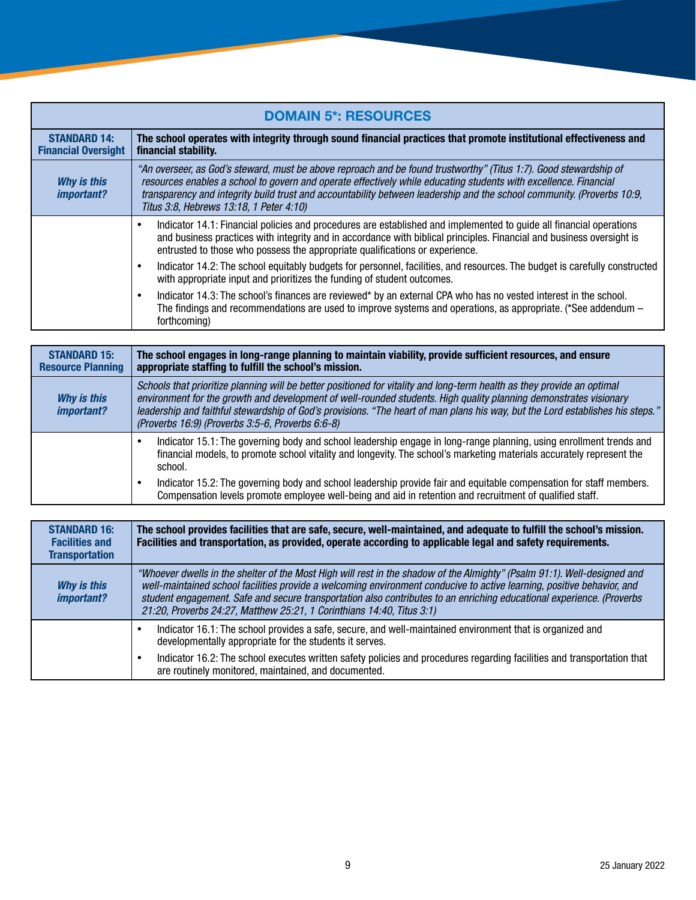## DOMAIN 5*: RESOURCES

| STANDARD 14: Financial Oversight | The school operates with integrity through sound financial practices that promote institutional effectiveness and financial stability. |
|---|---|
| *Why is this important?* | *"An overseer, as God's steward, must be above reproach and be found trustworthy" (Titus 1:7). Good stewardship of resources enables a school to govern and operate effectively while educating students with excellence. Financial transparency and integrity build trust and accountability between leadership and the school community. (Proverbs 10:9, Titus 3:8, Hebrews 13:18, 1 Peter 4:10)* |
| | • Indicator 14.1: Financial policies and procedures are established and implemented to guide all financial operations and business practices with integrity and in accordance with biblical principles. Financial and business oversight is entrusted to those who possess the appropriate qualifications or experience.<br>• Indicator 14.2: The school equitably budgets for personnel, facilities, and resources. The budget is carefully constructed with appropriate input and prioritizes the funding of student outcomes.<br>• Indicator 14.3: The school's finances are reviewed* by an external CPA who has no vested interest in the school. The findings and recommendations are used to improve systems and operations, as appropriate. (*See addendum – forthcoming) |

| STANDARD 15: Resource Planning | The school engages in long-range planning to maintain viability, provide sufficient resources, and ensure appropriate staffing to fulfill the school's mission. |
|---|---|
| *Why is this important?* | *Schools that prioritize planning will be better positioned for vitality and long-term health as they provide an optimal environment for the growth and development of well-rounded students. High quality planning demonstrates visionary leadership and faithful stewardship of God's provisions. "The heart of man plans his way, but the Lord establishes his steps." (Proverbs 16:9) (Proverbs 3:5-6, Proverbs 6:6-8)* |
| | • Indicator 15.1: The governing body and school leadership engage in long-range planning, using enrollment trends and financial models, to promote school vitality and longevity. The school's marketing materials accurately represent the school.<br>• Indicator 15.2: The governing body and school leadership provide fair and equitable compensation for staff members. Compensation levels promote employee well-being and aid in retention and recruitment of qualified staff. |

| STANDARD 16: Facilities and Transportation | The school provides facilities that are safe, secure, well-maintained, and adequate to fulfill the school's mission. Facilities and transportation, as provided, operate according to applicable legal and safety requirements. |
|---|---|
| *Why is this important?* | *"Whoever dwells in the shelter of the Most High will rest in the shadow of the Almighty" (Psalm 91:1). Well-designed and well-maintained school facilities provide a welcoming environment conducive to active learning, positive behavior, and student engagement. Safe and secure transportation also contributes to an enriching educational experience. (Proverbs 21:20, Proverbs 24:27, Matthew 25:21, 1 Corinthians 14:40, Titus 3:1)* |
| | • Indicator 16.1: The school provides a safe, secure, and well-maintained environment that is organized and developmentally appropriate for the students it serves.<br>• Indicator 16.2: The school executes written safety policies and procedures regarding facilities and transportation that are routinely monitored, maintained, and documented. |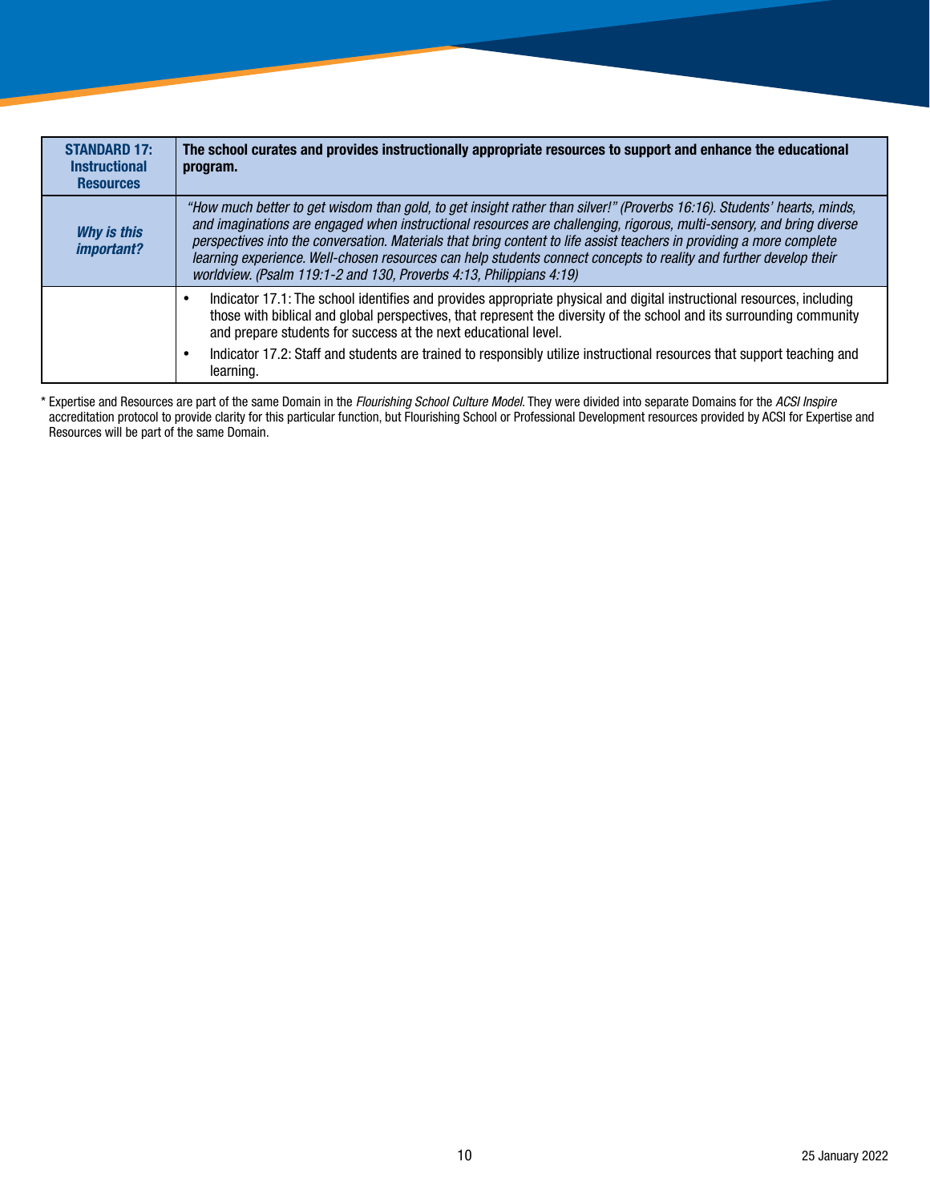| **STANDARD 17: Instructional Resources** | **The school curates and provides instructionally appropriate resources to support and enhance the educational program.** |
| --- | --- |
| ***Why is this important?*** | *"How much better to get wisdom than gold, to get insight rather than silver!" (Proverbs 16:16). Students' hearts, minds, and imaginations are engaged when instructional resources are challenging, rigorous, multi-sensory, and bring diverse perspectives into the conversation. Materials that bring content to life assist teachers in providing a more complete learning experience. Well-chosen resources can help students connect concepts to reality and further develop their worldview. (Psalm 119:1-2 and 130, Proverbs 4:13, Philippians 4:19)* |
| | • Indicator 17.1: The school identifies and provides appropriate physical and digital instructional resources, including those with biblical and global perspectives, that represent the diversity of the school and its surrounding community and prepare students for success at the next educational level.<br>• Indicator 17.2: Staff and students are trained to responsibly utilize instructional resources that support teaching and learning. |

* Expertise and Resources are part of the same Domain in the *Flourishing School Culture Model*. They were divided into separate Domains for the *ACSI Inspire* accreditation protocol to provide clarity for this particular function, but Flourishing School or Professional Development resources provided by ACSI for Expertise and Resources will be part of the same Domain.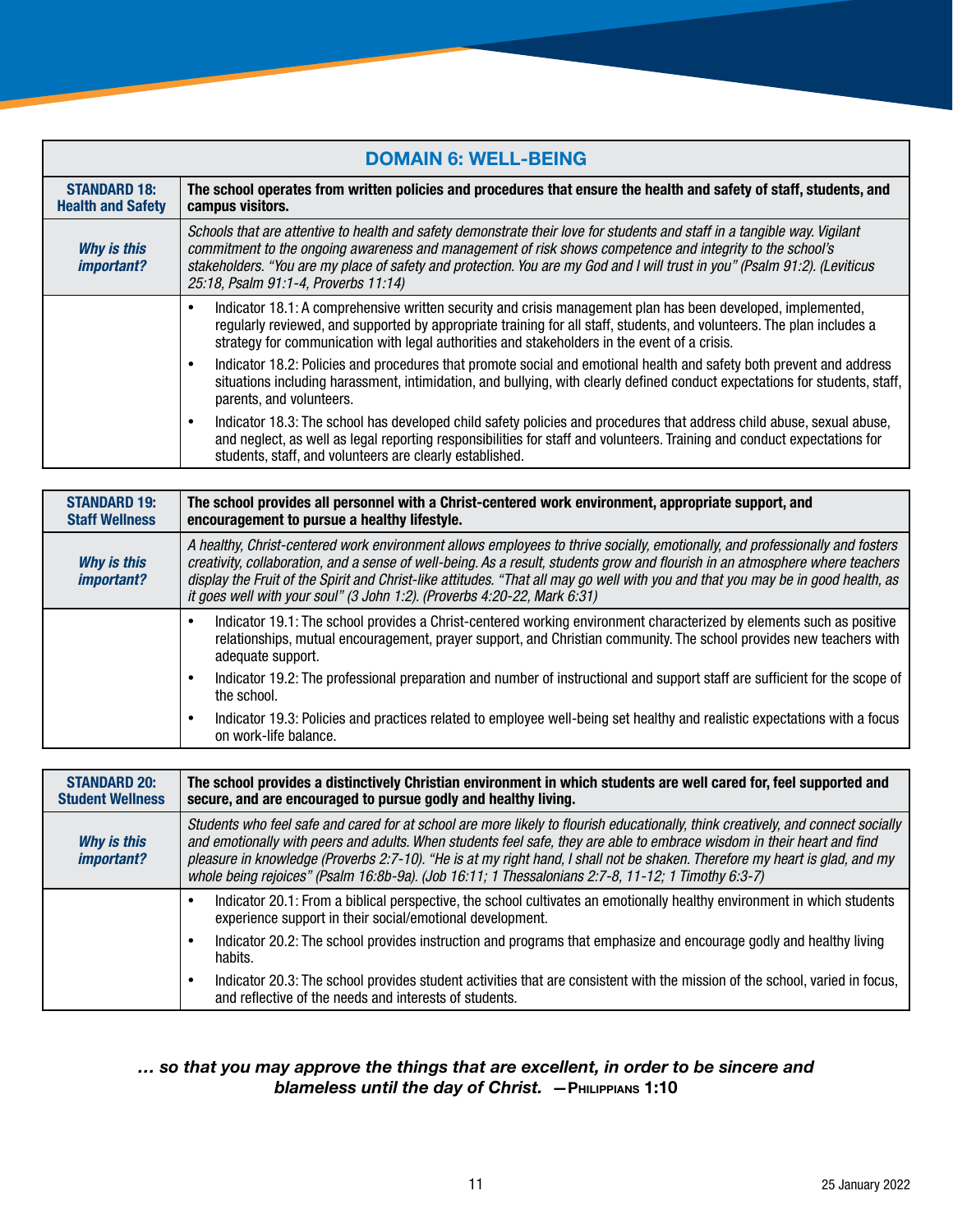## DOMAIN 6: WELL-BEING

| **STANDARD 18: Health and Safety** | **The school operates from written policies and procedures that ensure the health and safety of staff, students, and campus visitors.** |
|---|---|
| ***Why is this important?*** | *Schools that are attentive to health and safety demonstrate their love for students and staff in a tangible way. Vigilant commitment to the ongoing awareness and management of risk shows competence and integrity to the school's stakeholders. "You are my place of safety and protection. You are my God and I will trust in you" (Psalm 91:2). (Leviticus 25:18, Psalm 91:1-4, Proverbs 11:14)* |
| | • Indicator 18.1: A comprehensive written security and crisis management plan has been developed, implemented, regularly reviewed, and supported by appropriate training for all staff, students, and volunteers. The plan includes a strategy for communication with legal authorities and stakeholders in the event of a crisis.<br>• Indicator 18.2: Policies and procedures that promote social and emotional health and safety both prevent and address situations including harassment, intimidation, and bullying, with clearly defined conduct expectations for students, staff, parents, and volunteers.<br>• Indicator 18.3: The school has developed child safety policies and procedures that address child abuse, sexual abuse, and neglect, as well as legal reporting responsibilities for staff and volunteers. Training and conduct expectations for students, staff, and volunteers are clearly established. |

| **STANDARD 19: Staff Wellness** | **The school provides all personnel with a Christ-centered work environment, appropriate support, and encouragement to pursue a healthy lifestyle.** |
|---|---|
| ***Why is this important?*** | *A healthy, Christ-centered work environment allows employees to thrive socially, emotionally, and professionally and fosters creativity, collaboration, and a sense of well-being. As a result, students grow and flourish in an atmosphere where teachers display the Fruit of the Spirit and Christ-like attitudes. "That all may go well with you and that you may be in good health, as it goes well with your soul" (3 John 1:2). (Proverbs 4:20-22, Mark 6:31)* |
| | • Indicator 19.1: The school provides a Christ-centered working environment characterized by elements such as positive relationships, mutual encouragement, prayer support, and Christian community. The school provides new teachers with adequate support.<br>• Indicator 19.2: The professional preparation and number of instructional and support staff are sufficient for the scope of the school.<br>• Indicator 19.3: Policies and practices related to employee well-being set healthy and realistic expectations with a focus on work-life balance. |

| **STANDARD 20: Student Wellness** | **The school provides a distinctively Christian environment in which students are well cared for, feel supported and secure, and are encouraged to pursue godly and healthy living.** |
|---|---|
| ***Why is this important?*** | *Students who feel safe and cared for at school are more likely to flourish educationally, think creatively, and connect socially and emotionally with peers and adults. When students feel safe, they are able to embrace wisdom in their heart and find pleasure in knowledge (Proverbs 2:7-10). "He is at my right hand, I shall not be shaken. Therefore my heart is glad, and my whole being rejoices" (Psalm 16:8b-9a). (Job 16:11; 1 Thessalonians 2:7-8, 11-12; 1 Timothy 6:3-7)* |
| | • Indicator 20.1: From a biblical perspective, the school cultivates an emotionally healthy environment in which students experience support in their social/emotional development.<br>• Indicator 20.2: The school provides instruction and programs that emphasize and encourage godly and healthy living habits.<br>• Indicator 20.3: The school provides student activities that are consistent with the mission of the school, varied in focus, and reflective of the needs and interests of students. |

***… so that you may approve the things that are excellent, in order to be sincere and blameless until the day of Christ.*** **—Philippians 1:10**

25 January 2022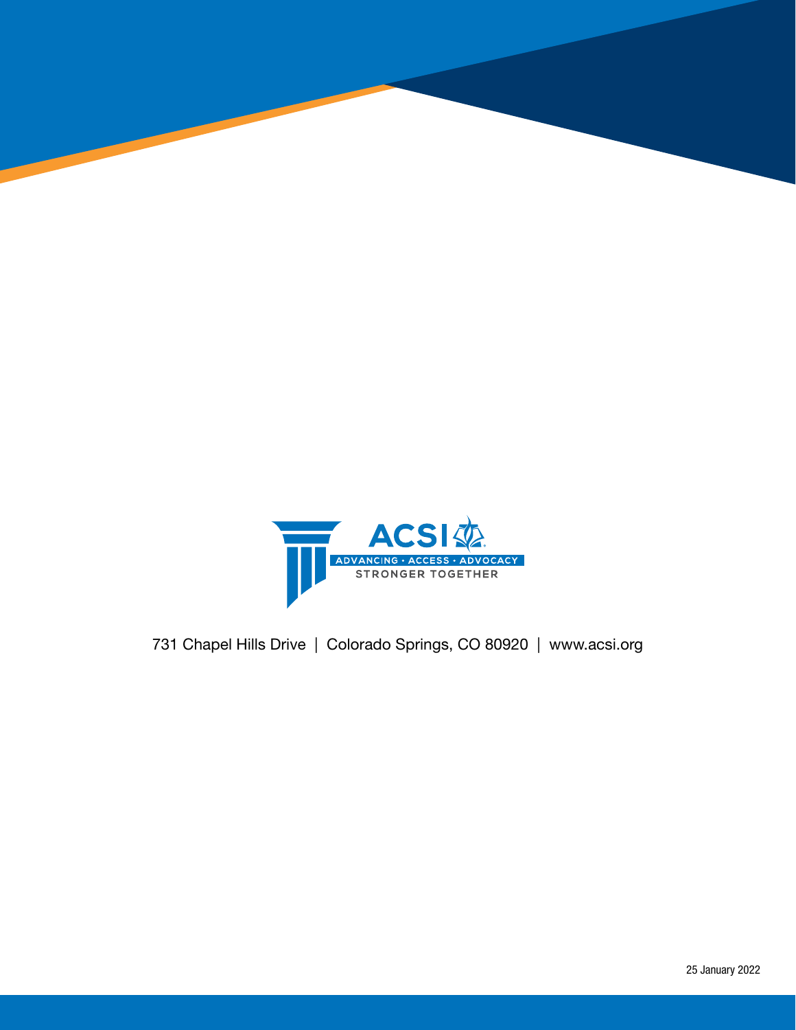ACSI

ADVANCING • ACCESS • ADVOCACY

STRONGER TOGETHER

731 Chapel Hills Drive | Colorado Springs, CO 80920 | www.acsi.org

25 January 2022